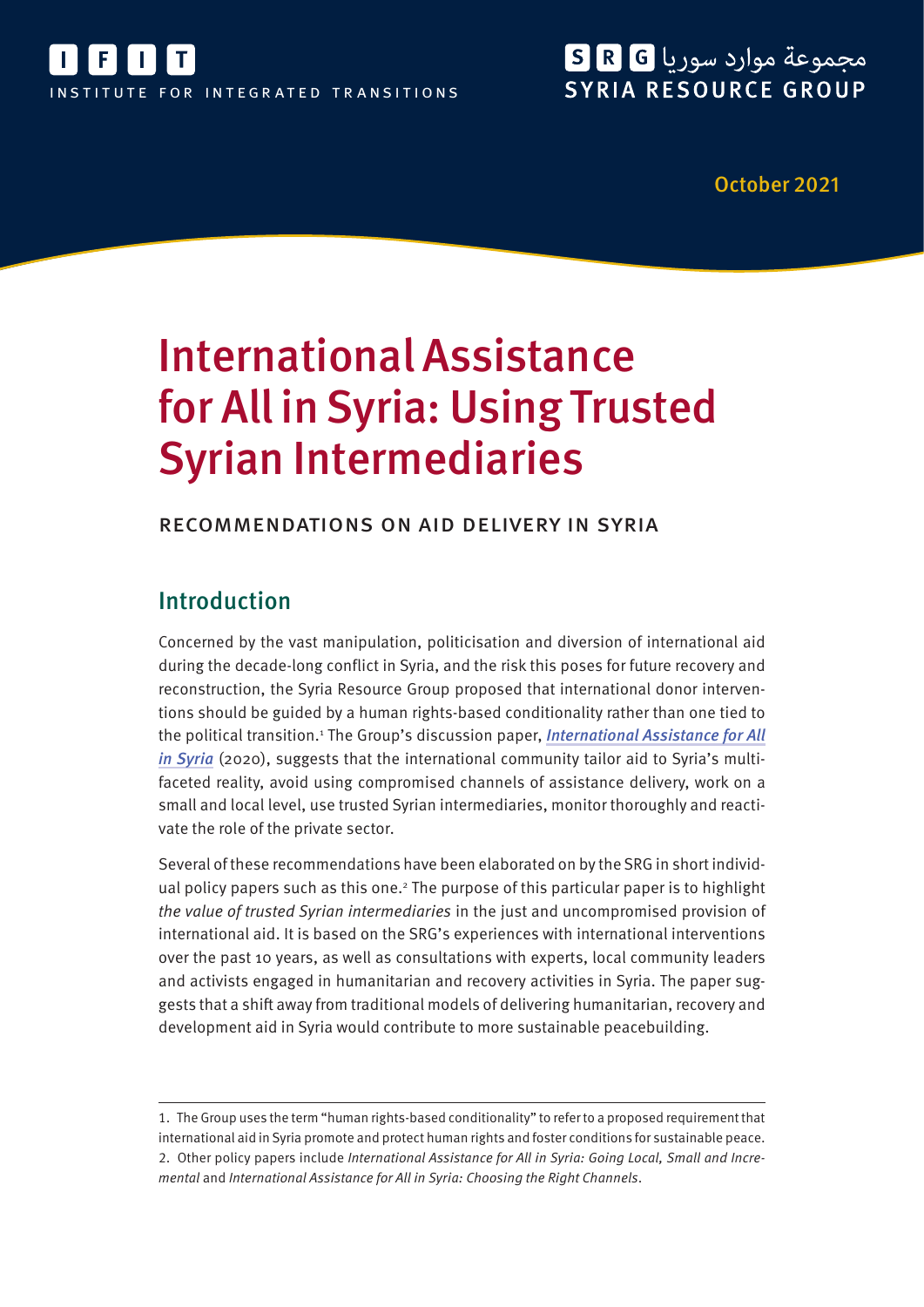IFIT INSTITUTE FOR INTEGRATED TRANSITIONS

مجموعة موارد سوريا SRG SYRIA RESOURCE GROUP

October 2021

# International Assistance for All in Syria: Using Trusted Syrian Intermediaries

RECOMMENDATIONS ON AID DELIVERY IN SYRIA

## Introduction

Concerned by the vast manipulation, politicisation and diversion of international aid during the decade-long conflict in Syria, and the risk this poses for future recovery and reconstruction, the Syria Resource Group proposed that international donor interventions should be guided by a human rights-based conditionality rather than one tied to the political transition.[1] The Group's discussion paper, *International Assistance for All in Syria* (2020), suggests that the international community tailor aid to Syria's multifaceted reality, avoid using compromised channels of assistance delivery, work on a small and local level, use trusted Syrian intermediaries, monitor thoroughly and reactivate the role of the private sector.

Several of these recommendations have been elaborated on by the SRG in short individual policy papers such as this one.[2] The purpose of this particular paper is to highlight *the value of trusted Syrian intermediaries* in the just and uncompromised provision of international aid. It is based on the SRG's experiences with international interventions over the past 10 years, as well as consultations with experts, local community leaders and activists engaged in humanitarian and recovery activities in Syria. The paper suggests that a shift away from traditional models of delivering humanitarian, recovery and development aid in Syria would contribute to more sustainable peacebuilding.

---

1. The Group uses the term "human rights-based conditionality" to refer to a proposed requirement that international aid in Syria promote and protect human rights and foster conditions for sustainable peace.
2. Other policy papers include *International Assistance for All in Syria: Going Local, Small and Incremental* and *International Assistance for All in Syria: Choosing the Right Channels*.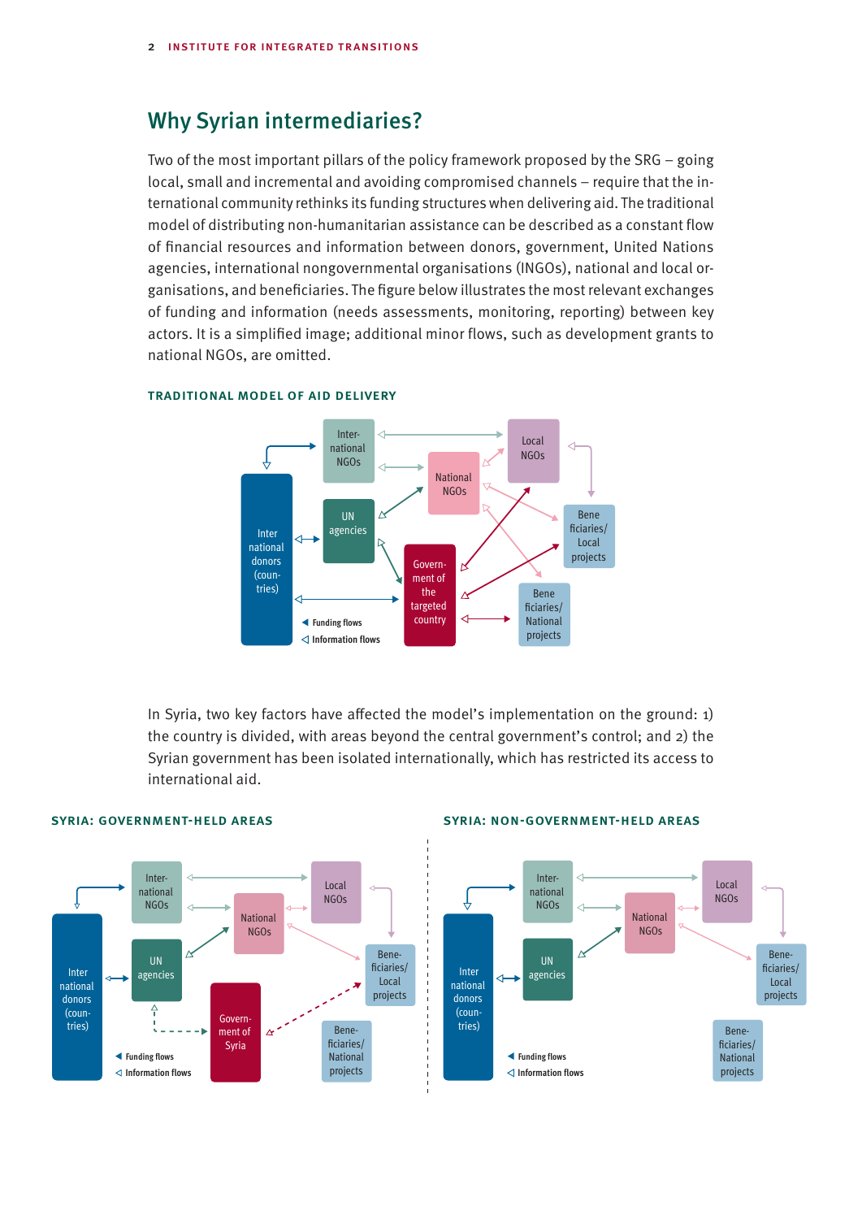## Why Syrian intermediaries?

Two of the most important pillars of the policy framework proposed by the SRG – going local, small and incremental and avoiding compromised channels – require that the international community rethinks its funding structures when delivering aid. The traditional model of distributing non-humanitarian assistance can be described as a constant flow of financial resources and information between donors, government, United Nations agencies, international nongovernmental organisations (INGOs), national and local organisations, and beneficiaries. The figure below illustrates the most relevant exchanges of funding and information (needs assessments, monitoring, reporting) between key actors. It is a simplified image; additional minor flows, such as development grants to national NGOs, are omitted.

**TRADITIONAL MODEL OF AID DELIVERY**

In Syria, two key factors have affected the model's implementation on the ground: 1) the country is divided, with areas beyond the central government's control; and 2) the Syrian government has been isolated internationally, which has restricted its access to international aid.

**SYRIA: GOVERNMENT-HELD AREAS**

**SYRIA: NON-GOVERNMENT-HELD AREAS**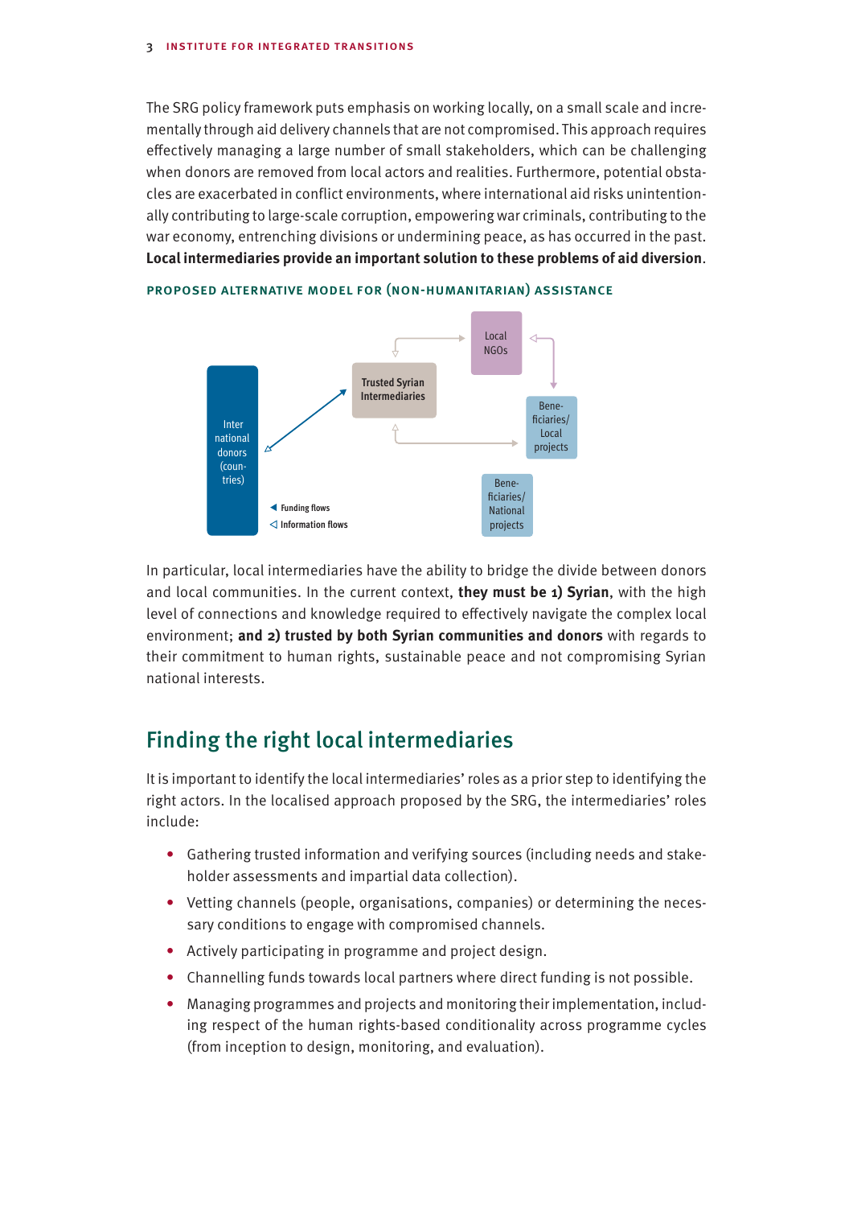The SRG policy framework puts emphasis on working locally, on a small scale and incrementally through aid delivery channels that are not compromised. This approach requires effectively managing a large number of small stakeholders, which can be challenging when donors are removed from local actors and realities. Furthermore, potential obstacles are exacerbated in conflict environments, where international aid risks unintentionally contributing to large-scale corruption, empowering war criminals, contributing to the war economy, entrenching divisions or undermining peace, as has occurred in the past. **Local intermediaries provide an important solution to these problems of aid diversion**.

**PROPOSED ALTERNATIVE MODEL FOR (NON-HUMANITARIAN) ASSISTANCE**

Local NGOs

Trusted Syrian Intermediaries

International donors (countries)

Beneficiaries/ Local projects

Beneficiaries/ National projects

Funding flows

Information flows

In particular, local intermediaries have the ability to bridge the divide between donors and local communities. In the current context, **they must be 1) Syrian**, with the high level of connections and knowledge required to effectively navigate the complex local environment; **and 2) trusted by both Syrian communities and donors** with regards to their commitment to human rights, sustainable peace and not compromising Syrian national interests.

## Finding the right local intermediaries

It is important to identify the local intermediaries' roles as a prior step to identifying the right actors. In the localised approach proposed by the SRG, the intermediaries' roles include:

- Gathering trusted information and verifying sources (including needs and stakeholder assessments and impartial data collection).
- Vetting channels (people, organisations, companies) or determining the necessary conditions to engage with compromised channels.
- Actively participating in programme and project design.
- Channelling funds towards local partners where direct funding is not possible.
- Managing programmes and projects and monitoring their implementation, including respect of the human rights-based conditionality across programme cycles (from inception to design, monitoring, and evaluation).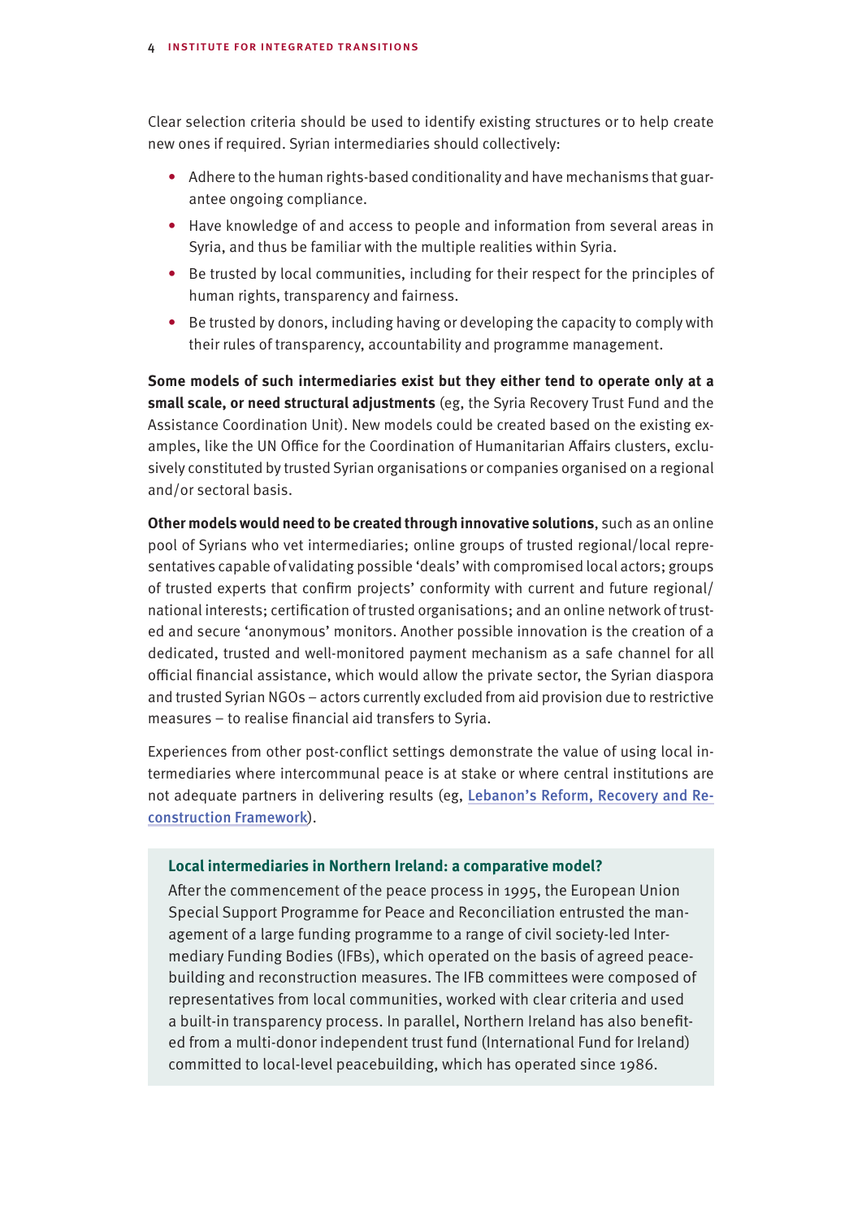Clear selection criteria should be used to identify existing structures or to help create new ones if required. Syrian intermediaries should collectively:

- Adhere to the human rights-based conditionality and have mechanisms that guarantee ongoing compliance.
- Have knowledge of and access to people and information from several areas in Syria, and thus be familiar with the multiple realities within Syria.
- Be trusted by local communities, including for their respect for the principles of human rights, transparency and fairness.
- Be trusted by donors, including having or developing the capacity to comply with their rules of transparency, accountability and programme management.

**Some models of such intermediaries exist but they either tend to operate only at a small scale, or need structural adjustments** (eg, the Syria Recovery Trust Fund and the Assistance Coordination Unit). New models could be created based on the existing examples, like the UN Office for the Coordination of Humanitarian Affairs clusters, exclusively constituted by trusted Syrian organisations or companies organised on a regional and/or sectoral basis.

**Other models would need to be created through innovative solutions**, such as an online pool of Syrians who vet intermediaries; online groups of trusted regional/local representatives capable of validating possible 'deals' with compromised local actors; groups of trusted experts that confirm projects' conformity with current and future regional/national interests; certification of trusted organisations; and an online network of trusted and secure 'anonymous' monitors. Another possible innovation is the creation of a dedicated, trusted and well-monitored payment mechanism as a safe channel for all official financial assistance, which would allow the private sector, the Syrian diaspora and trusted Syrian NGOs – actors currently excluded from aid provision due to restrictive measures – to realise financial aid transfers to Syria.

Experiences from other post-conflict settings demonstrate the value of using local intermediaries where intercommunal peace is at stake or where central institutions are not adequate partners in delivering results (eg, Lebanon's Reform, Recovery and Reconstruction Framework).

**Local intermediaries in Northern Ireland: a comparative model?**

After the commencement of the peace process in 1995, the European Union Special Support Programme for Peace and Reconciliation entrusted the management of a large funding programme to a range of civil society-led Intermediary Funding Bodies (IFBs), which operated on the basis of agreed peacebuilding and reconstruction measures. The IFB committees were composed of representatives from local communities, worked with clear criteria and used a built-in transparency process. In parallel, Northern Ireland has also benefited from a multi-donor independent trust fund (International Fund for Ireland) committed to local-level peacebuilding, which has operated since 1986.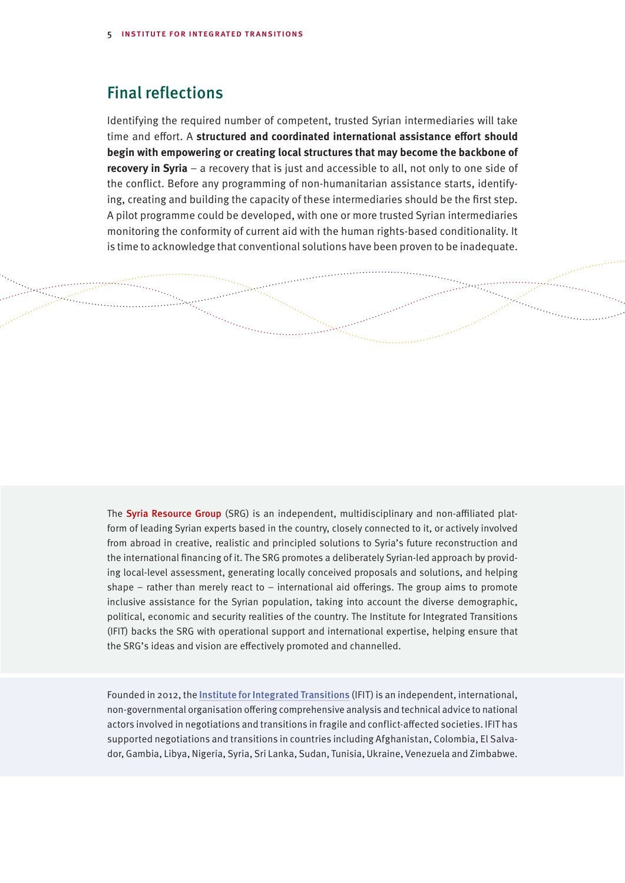## Final reflections

Identifying the required number of competent, trusted Syrian intermediaries will take time and effort. A **structured and coordinated international assistance effort should begin with empowering or creating local structures that may become the backbone of recovery in Syria** – a recovery that is just and accessible to all, not only to one side of the conflict. Before any programming of non-humanitarian assistance starts, identifying, creating and building the capacity of these intermediaries should be the first step. A pilot programme could be developed, with one or more trusted Syrian intermediaries monitoring the conformity of current aid with the human rights-based conditionality. It is time to acknowledge that conventional solutions have been proven to be inadequate.

The **Syria Resource Group** (SRG) is an independent, multidisciplinary and non-affiliated platform of leading Syrian experts based in the country, closely connected to it, or actively involved from abroad in creative, realistic and principled solutions to Syria's future reconstruction and the international financing of it. The SRG promotes a deliberately Syrian-led approach by providing local-level assessment, generating locally conceived proposals and solutions, and helping shape – rather than merely react to – international aid offerings. The group aims to promote inclusive assistance for the Syrian population, taking into account the diverse demographic, political, economic and security realities of the country. The Institute for Integrated Transitions (IFIT) backs the SRG with operational support and international expertise, helping ensure that the SRG's ideas and vision are effectively promoted and channelled.

Founded in 2012, the **Institute for Integrated Transitions** (IFIT) is an independent, international, non-governmental organisation offering comprehensive analysis and technical advice to national actors involved in negotiations and transitions in fragile and conflict-affected societies. IFIT has supported negotiations and transitions in countries including Afghanistan, Colombia, El Salvador, Gambia, Libya, Nigeria, Syria, Sri Lanka, Sudan, Tunisia, Ukraine, Venezuela and Zimbabwe.